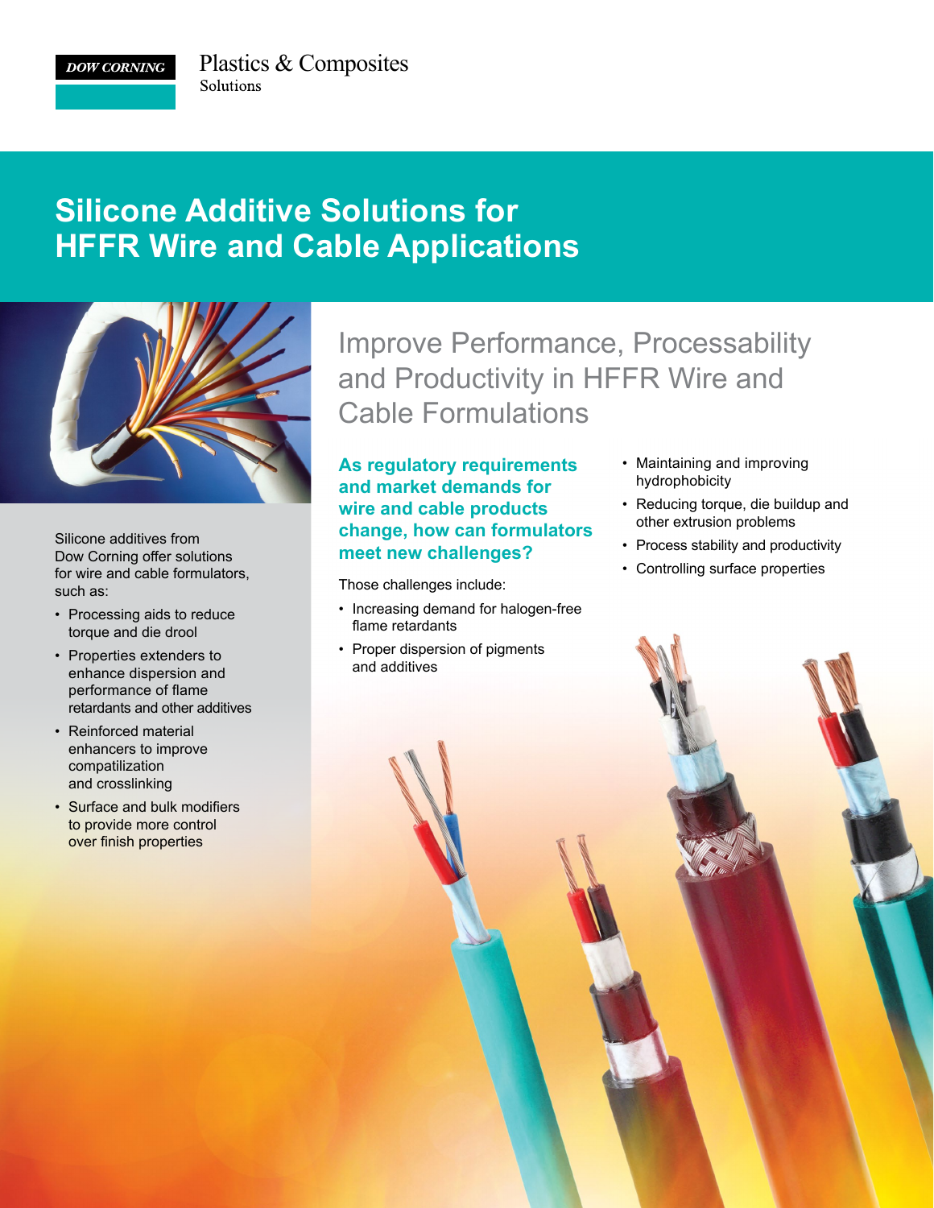DOW CORNING

Plastics & Composites
Solutions

# Silicone Additive Solutions for HFFR Wire and Cable Applications

Silicone additives from Dow Corning offer solutions for wire and cable formulators, such as:

- Processing aids to reduce torque and die drool
- Properties extenders to enhance dispersion and performance of flame retardants and other additives
- Reinforced material enhancers to improve compatilization and crosslinking
- Surface and bulk modifiers to provide more control over finish properties

## Improve Performance, Processability and Productivity in HFFR Wire and Cable Formulations

**As regulatory requirements and market demands for wire and cable products change, how can formulators meet new challenges?**

Those challenges include:

- Increasing demand for halogen-free flame retardants
- Proper dispersion of pigments and additives
- Maintaining and improving hydrophobicity
- Reducing torque, die buildup and other extrusion problems
- Process stability and productivity
- Controlling surface properties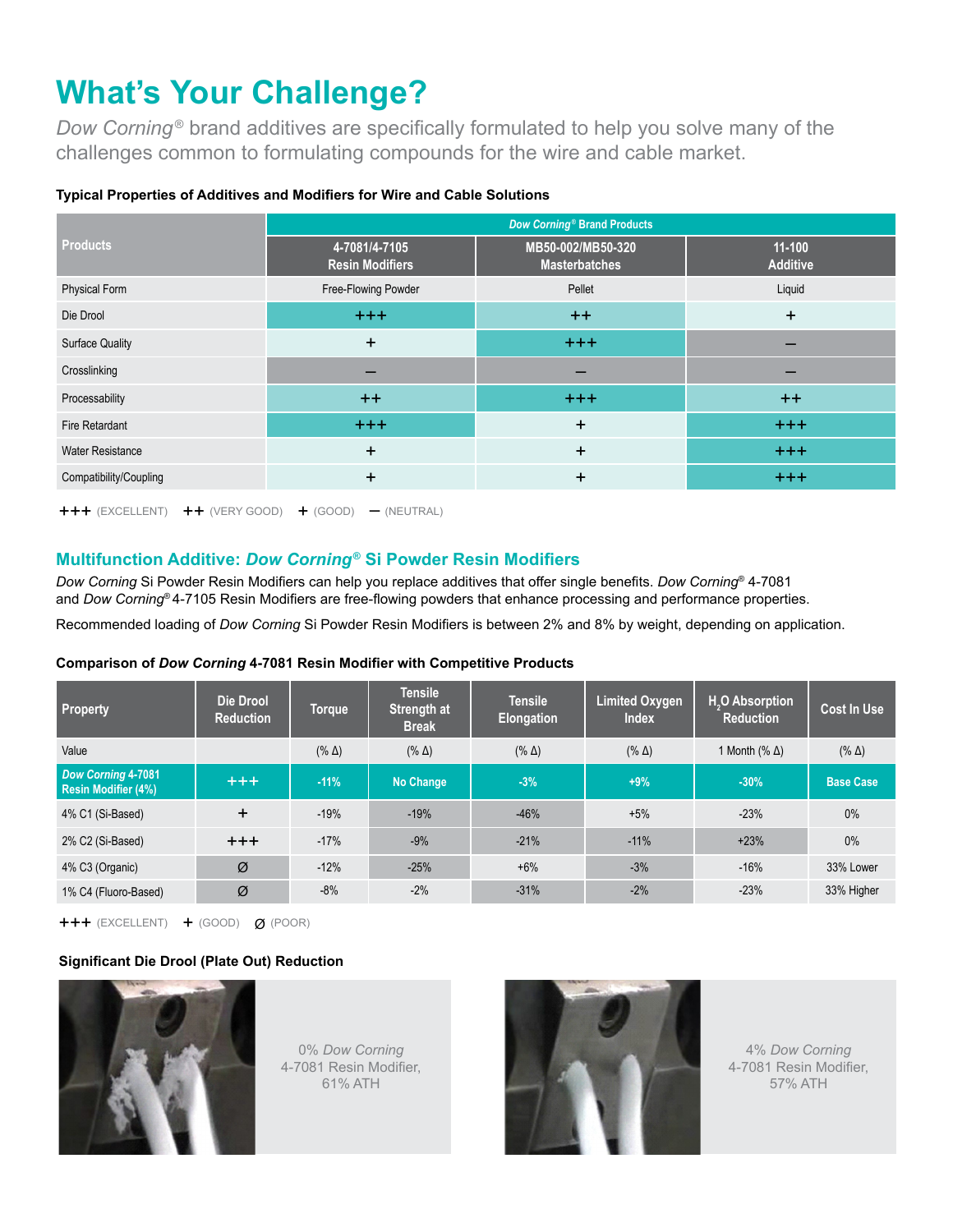# What's Your Challenge?

*Dow Corning*® brand additives are specifically formulated to help you solve many of the challenges common to formulating compounds for the wire and cable market.

**Typical Properties of Additives and Modifiers for Wire and Cable Solutions**

| Products | *Dow Corning*® Brand Products | | |
|---|---|---|---|
| | 4-7081/4-7105 Resin Modifiers | MB50-002/MB50-320 Masterbatches | 11-100 Additive |
| Physical Form | Free-Flowing Powder | Pellet | Liquid |
| Die Drool | +++ | ++ | + |
| Surface Quality | + | +++ | – |
| Crosslinking | – | – | – |
| Processability | ++ | +++ | ++ |
| Fire Retardant | +++ | + | +++ |
| Water Resistance | + | + | +++ |
| Compatibility/Coupling | + | + | +++ |

+++ (EXCELLENT) ++ (VERY GOOD) + (GOOD) – (NEUTRAL)

## Multifunction Additive: *Dow Corning*® Si Powder Resin Modifiers

*Dow Corning* Si Powder Resin Modifiers can help you replace additives that offer single benefits. *Dow Corning*® 4-7081 and *Dow Corning*® 4-7105 Resin Modifiers are free-flowing powders that enhance processing and performance properties.

Recommended loading of *Dow Corning* Si Powder Resin Modifiers is between 2% and 8% by weight, depending on application.

**Comparison of *Dow Corning* 4-7081 Resin Modifier with Competitive Products**

| Property | Die Drool Reduction | Torque | Tensile Strength at Break | Tensile Elongation | Limited Oxygen Index | $H_2O$ Absorption Reduction | Cost In Use |
|---|---|---|---|---|---|---|---|
| Value | | (% Δ) | (% Δ) | (% Δ) | (% Δ) | 1 Month (% Δ) | (% Δ) |
| *Dow Corning* 4-7081 Resin Modifier (4%) | +++ | -11% | No Change | -3% | +9% | -30% | Base Case |
| 4% C1 (Si-Based) | + | -19% | -19% | -46% | +5% | -23% | 0% |
| 2% C2 (Si-Based) | +++ | -17% | -9% | -21% | -11% | +23% | 0% |
| 4% C3 (Organic) | Ø | -12% | -25% | +6% | -3% | -16% | 33% Lower |
| 1% C4 (Fluoro-Based) | Ø | -8% | -2% | -31% | -2% | -23% | 33% Higher |

+++ (EXCELLENT) + (GOOD) Ø (POOR)

**Significant Die Drool (Plate Out) Reduction**

0% *Dow Corning* 4-7081 Resin Modifier, 61% ATH

4% *Dow Corning* 4-7081 Resin Modifier, 57% ATH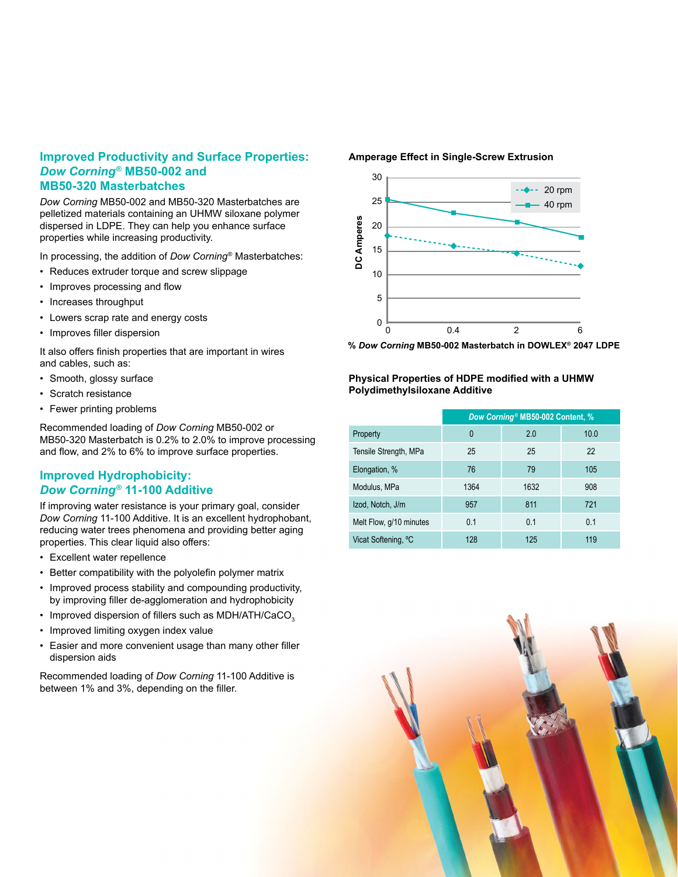## Improved Productivity and Surface Properties: *Dow Corning*® MB50-002 and MB50-320 Masterbatches

*Dow Corning* MB50-002 and MB50-320 Masterbatches are pelletized materials containing an UHMW siloxane polymer dispersed in LDPE. They can help you enhance surface properties while increasing productivity.

In processing, the addition of *Dow Corning*® Masterbatches:

- Reduces extruder torque and screw slippage
- Improves processing and flow
- Increases throughput
- Lowers scrap rate and energy costs
- Improves filler dispersion

It also offers finish properties that are important in wires and cables, such as:

- Smooth, glossy surface
- Scratch resistance
- Fewer printing problems

Recommended loading of *Dow Corning* MB50-002 or MB50-320 Masterbatch is 0.2% to 2.0% to improve processing and flow, and 2% to 6% to improve surface properties.

## Improved Hydrophobicity: *Dow Corning*® 11-100 Additive

If improving water resistance is your primary goal, consider *Dow Corning* 11-100 Additive. It is an excellent hydrophobant, reducing water trees phenomena and providing better aging properties. This clear liquid also offers:

- Excellent water repellence
- Better compatibility with the polyolefin polymer matrix
- Improved process stability and compounding productivity, by improving filler de-agglomeration and hydrophobicity
- Improved dispersion of fillers such as MDH/ATH/$CaCO_3$
- Improved limiting oxygen index value
- Easier and more convenient usage than many other filler dispersion aids

Recommended loading of *Dow Corning* 11-100 Additive is between 1% and 3%, depending on the filler.

**Amperage Effect in Single-Screw Extrusion**

| % *Dow Corning* MB50-002 Masterbatch in DOWLEX® 2047 LDPE | 0 | 0.4 | 2 | 6 |
|---|---|---|---|---|
| 20 rpm (DC Amperes) | ~18 | ~16 | ~14.5 | ~12 |
| 40 rpm (DC Amperes) | ~25.5 | ~23 | ~21 | ~18 |

**% *Dow Corning* MB50-002 Masterbatch in DOWLEX® 2047 LDPE**

**Physical Properties of HDPE modified with a UHMW Polydimethylsiloxane Additive**

| | *Dow Corning*® MB50-002 Content, % | | |
|---|---|---|---|
| Property | 0 | 2.0 | 10.0 |
| Tensile Strength, MPa | 25 | 25 | 22 |
| Elongation, % | 76 | 79 | 105 |
| Modulus, MPa | 1364 | 1632 | 908 |
| Izod, Notch, J/m | 957 | 811 | 721 |
| Melt Flow, g/10 minutes | 0.1 | 0.1 | 0.1 |
| Vicat Softening, °C | 128 | 125 | 119 |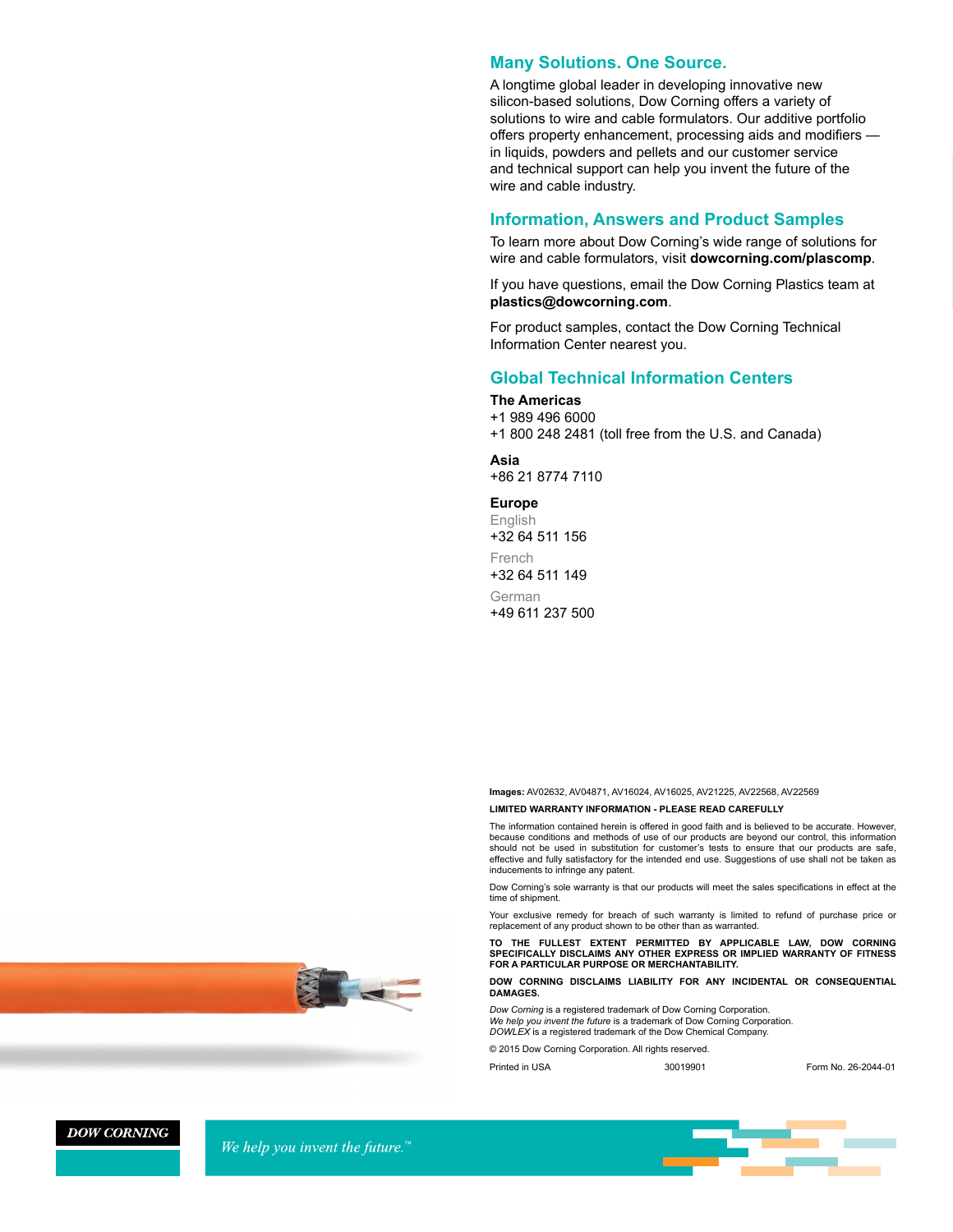## Many Solutions. One Source.

A longtime global leader in developing innovative new silicon-based solutions, Dow Corning offers a variety of solutions to wire and cable formulators. Our additive portfolio offers property enhancement, processing aids and modifiers — in liquids, powders and pellets and our customer service and technical support can help you invent the future of the wire and cable industry.

## Information, Answers and Product Samples

To learn more about Dow Corning's wide range of solutions for wire and cable formulators, visit **dowcorning.com/plascomp**.

If you have questions, email the Dow Corning Plastics team at **plastics@dowcorning.com**.

For product samples, contact the Dow Corning Technical Information Center nearest you.

## Global Technical Information Centers

**The Americas**
+1 989 496 6000
+1 800 248 2481 (toll free from the U.S. and Canada)

**Asia**
+86 21 8774 7110

**Europe**
English
+32 64 511 156
French
+32 64 511 149
German
+49 611 237 500

**Images:** AV02632, AV04871, AV16024, AV16025, AV21225, AV22568, AV22569

**LIMITED WARRANTY INFORMATION - PLEASE READ CAREFULLY**

The information contained herein is offered in good faith and is believed to be accurate. However, because conditions and methods of use of our products are beyond our control, this information should not be used in substitution for customer's tests to ensure that our products are safe, effective and fully satisfactory for the intended end use. Suggestions of use shall not be taken as inducements to infringe any patent.

Dow Corning's sole warranty is that our products will meet the sales specifications in effect at the time of shipment.

Your exclusive remedy for breach of such warranty is limited to refund of purchase price or replacement of any product shown to be other than as warranted.

**TO THE FULLEST EXTENT PERMITTED BY APPLICABLE LAW, DOW CORNING SPECIFICALLY DISCLAIMS ANY OTHER EXPRESS OR IMPLIED WARRANTY OF FITNESS FOR A PARTICULAR PURPOSE OR MERCHANTABILITY.**

**DOW CORNING DISCLAIMS LIABILITY FOR ANY INCIDENTAL OR CONSEQUENTIAL DAMAGES.**

*Dow Corning* is a registered trademark of Dow Corning Corporation.
*We help you invent the future* is a trademark of Dow Corning Corporation.
*DOWLEX* is a registered trademark of the Dow Chemical Company.

© 2015 Dow Corning Corporation. All rights reserved.

Printed in USA 30019901 Form No. 26-2044-01

DOW CORNING

*We help you invent the future.™*